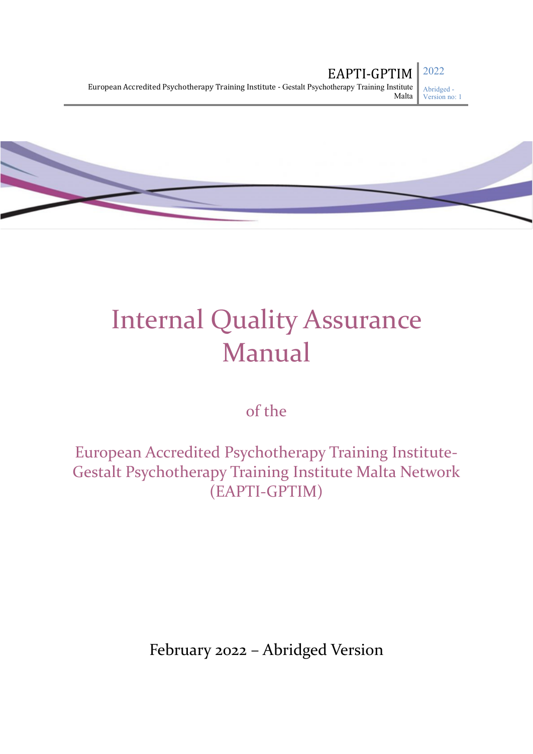EAPTI-GPTIM

European Accredited Psychotherapy Training Institute - Gestalt Psychotherapy Training Institute Malta

2022

Abridged - Version no: 1

# Internal Quality Assurance Manual

of the

## European Accredited Psychotherapy Training Institute-Gestalt Psychotherapy Training Institute Malta Network (EAPTI-GPTIM)

February 2022 – Abridged Version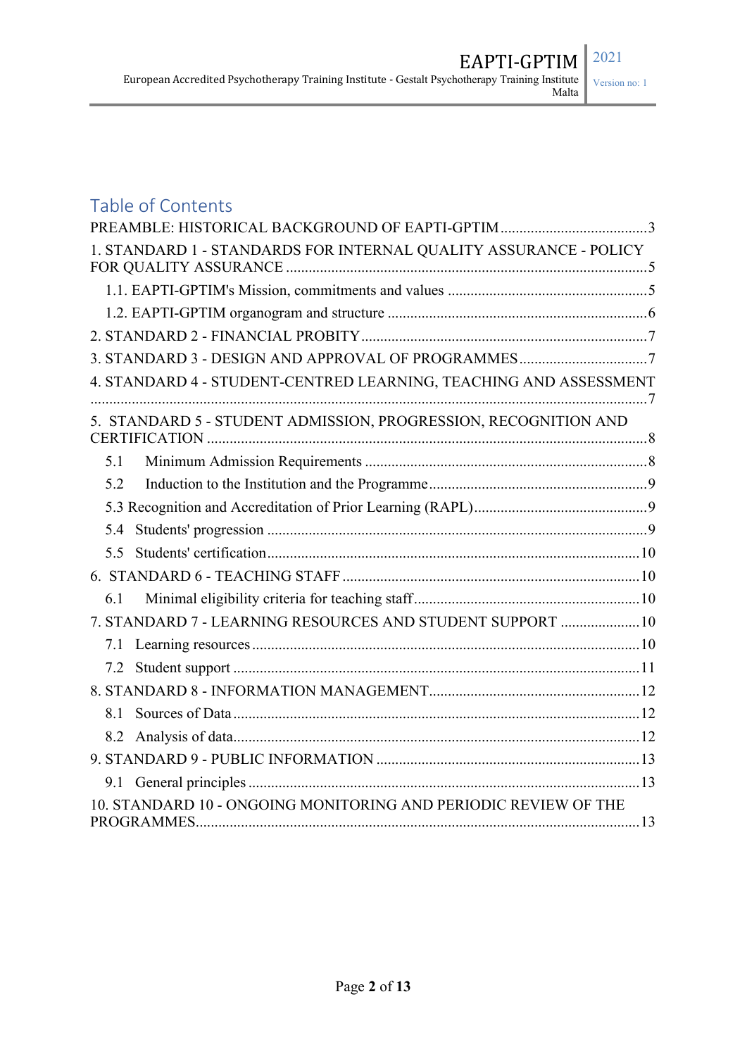# Table of Contents

PREAMBLE: HISTORICAL BACKGROUND OF EAPTI-GPTIM ........................................ 3

1. STANDARD 1 - STANDARDS FOR INTERNAL QUALITY ASSURANCE - POLICY FOR QUALITY ASSURANCE ........................................ 5

   1.1. EAPTI-GPTIM's Mission, commitments and values ........................................ 5

   1.2. EAPTI-GPTIM organogram and structure ........................................ 6

2. STANDARD 2 - FINANCIAL PROBITY ........................................ 7

3. STANDARD 3 - DESIGN AND APPROVAL OF PROGRAMMES ........................................ 7

4. STANDARD 4 - STUDENT-CENTRED LEARNING, TEACHING AND ASSESSMENT ........................................ 7

5. STANDARD 5 - STUDENT ADMISSION, PROGRESSION, RECOGNITION AND CERTIFICATION ........................................ 8

   5.1 Minimum Admission Requirements ........................................ 8

   5.2 Induction to the Institution and the Programme ........................................ 9

   5.3 Recognition and Accreditation of Prior Learning (RAPL) ........................................ 9

   5.4 Students' progression ........................................ 9

   5.5 Students' certification ........................................ 10

6. STANDARD 6 - TEACHING STAFF ........................................ 10

   6.1 Minimal eligibility criteria for teaching staff ........................................ 10

7. STANDARD 7 - LEARNING RESOURCES AND STUDENT SUPPORT ........................................ 10

   7.1 Learning resources ........................................ 10

   7.2 Student support ........................................ 11

8. STANDARD 8 - INFORMATION MANAGEMENT ........................................ 12

   8.1 Sources of Data ........................................ 12

   8.2 Analysis of data ........................................ 12

9. STANDARD 9 - PUBLIC INFORMATION ........................................ 13

   9.1 General principles ........................................ 13

10. STANDARD 10 - ONGOING MONITORING AND PERIODIC REVIEW OF THE PROGRAMMES ........................................ 13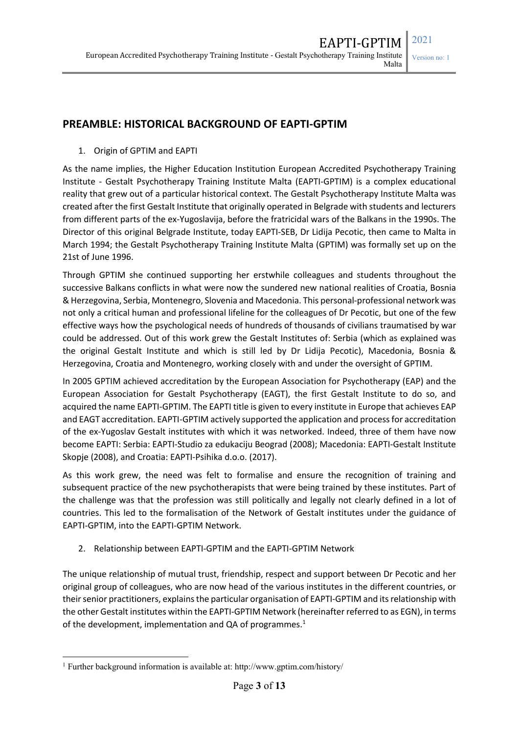## PREAMBLE: HISTORICAL BACKGROUND OF EAPTI-GPTIM

1. Origin of GPTIM and EAPTI

As the name implies, the Higher Education Institution European Accredited Psychotherapy Training Institute - Gestalt Psychotherapy Training Institute Malta (EAPTI-GPTIM) is a complex educational reality that grew out of a particular historical context. The Gestalt Psychotherapy Institute Malta was created after the first Gestalt Institute that originally operated in Belgrade with students and lecturers from different parts of the ex-Yugoslavija, before the fratricidal wars of the Balkans in the 1990s. The Director of this original Belgrade Institute, today EAPTI-SEB, Dr Lidija Pecotic, then came to Malta in March 1994; the Gestalt Psychotherapy Training Institute Malta (GPTIM) was formally set up on the 21st of June 1996.

Through GPTIM she continued supporting her erstwhile colleagues and students throughout the successive Balkans conflicts in what were now the sundered new national realities of Croatia, Bosnia & Herzegovina, Serbia, Montenegro, Slovenia and Macedonia. This personal-professional network was not only a critical human and professional lifeline for the colleagues of Dr Pecotic, but one of the few effective ways how the psychological needs of hundreds of thousands of civilians traumatised by war could be addressed. Out of this work grew the Gestalt Institutes of: Serbia (which as explained was the original Gestalt Institute and which is still led by Dr Lidija Pecotic), Macedonia, Bosnia & Herzegovina, Croatia and Montenegro, working closely with and under the oversight of GPTIM.

In 2005 GPTIM achieved accreditation by the European Association for Psychotherapy (EAP) and the European Association for Gestalt Psychotherapy (EAGT), the first Gestalt Institute to do so, and acquired the name EAPTI-GPTIM. The EAPTI title is given to every institute in Europe that achieves EAP and EAGT accreditation. EAPTI-GPTIM actively supported the application and process for accreditation of the ex-Yugoslav Gestalt institutes with which it was networked. Indeed, three of them have now become EAPTI: Serbia: EAPTI-Studio za edukaciju Beograd (2008); Macedonia: EAPTI-Gestalt Institute Skopje (2008), and Croatia: EAPTI-Psihika d.o.o. (2017).

As this work grew, the need was felt to formalise and ensure the recognition of training and subsequent practice of the new psychotherapists that were being trained by these institutes. Part of the challenge was that the profession was still politically and legally not clearly defined in a lot of countries. This led to the formalisation of the Network of Gestalt institutes under the guidance of EAPTI-GPTIM, into the EAPTI-GPTIM Network.

2. Relationship between EAPTI-GPTIM and the EAPTI-GPTIM Network

The unique relationship of mutual trust, friendship, respect and support between Dr Pecotic and her original group of colleagues, who are now head of the various institutes in the different countries, or their senior practitioners, explains the particular organisation of EAPTI-GPTIM and its relationship with the other Gestalt institutes within the EAPTI-GPTIM Network (hereinafter referred to as EGN), in terms of the development, implementation and QA of programmes.[1]

[1] Further background information is available at: http://www.gptim.com/history/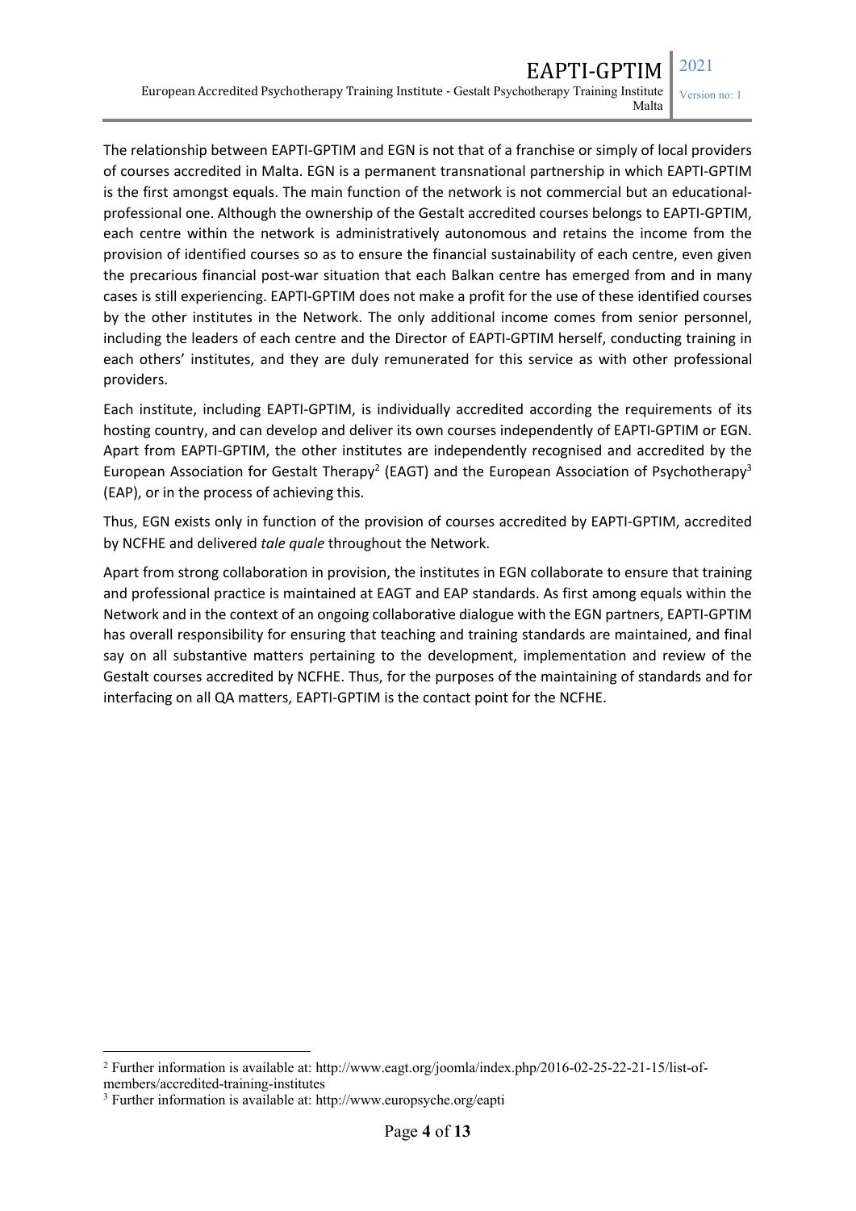The relationship between EAPTI-GPTIM and EGN is not that of a franchise or simply of local providers of courses accredited in Malta. EGN is a permanent transnational partnership in which EAPTI-GPTIM is the first amongst equals. The main function of the network is not commercial but an educational-professional one. Although the ownership of the Gestalt accredited courses belongs to EAPTI-GPTIM, each centre within the network is administratively autonomous and retains the income from the provision of identified courses so as to ensure the financial sustainability of each centre, even given the precarious financial post-war situation that each Balkan centre has emerged from and in many cases is still experiencing. EAPTI-GPTIM does not make a profit for the use of these identified courses by the other institutes in the Network. The only additional income comes from senior personnel, including the leaders of each centre and the Director of EAPTI-GPTIM herself, conducting training in each others' institutes, and they are duly remunerated for this service as with other professional providers.

Each institute, including EAPTI-GPTIM, is individually accredited according the requirements of its hosting country, and can develop and deliver its own courses independently of EAPTI-GPTIM or EGN. Apart from EAPTI-GPTIM, the other institutes are independently recognised and accredited by the European Association for Gestalt Therapy[2] (EAGT) and the European Association of Psychotherapy[3] (EAP), or in the process of achieving this.

Thus, EGN exists only in function of the provision of courses accredited by EAPTI-GPTIM, accredited by NCFHE and delivered *tale quale* throughout the Network.

Apart from strong collaboration in provision, the institutes in EGN collaborate to ensure that training and professional practice is maintained at EAGT and EAP standards. As first among equals within the Network and in the context of an ongoing collaborative dialogue with the EGN partners, EAPTI-GPTIM has overall responsibility for ensuring that teaching and training standards are maintained, and final say on all substantive matters pertaining to the development, implementation and review of the Gestalt courses accredited by NCFHE. Thus, for the purposes of the maintaining of standards and for interfacing on all QA matters, EAPTI-GPTIM is the contact point for the NCFHE.

---

[2] Further information is available at: http://www.eagt.org/joomla/index.php/2016-02-25-22-21-15/list-of-members/accredited-training-institutes

[3] Further information is available at: http://www.europsyche.org/eapti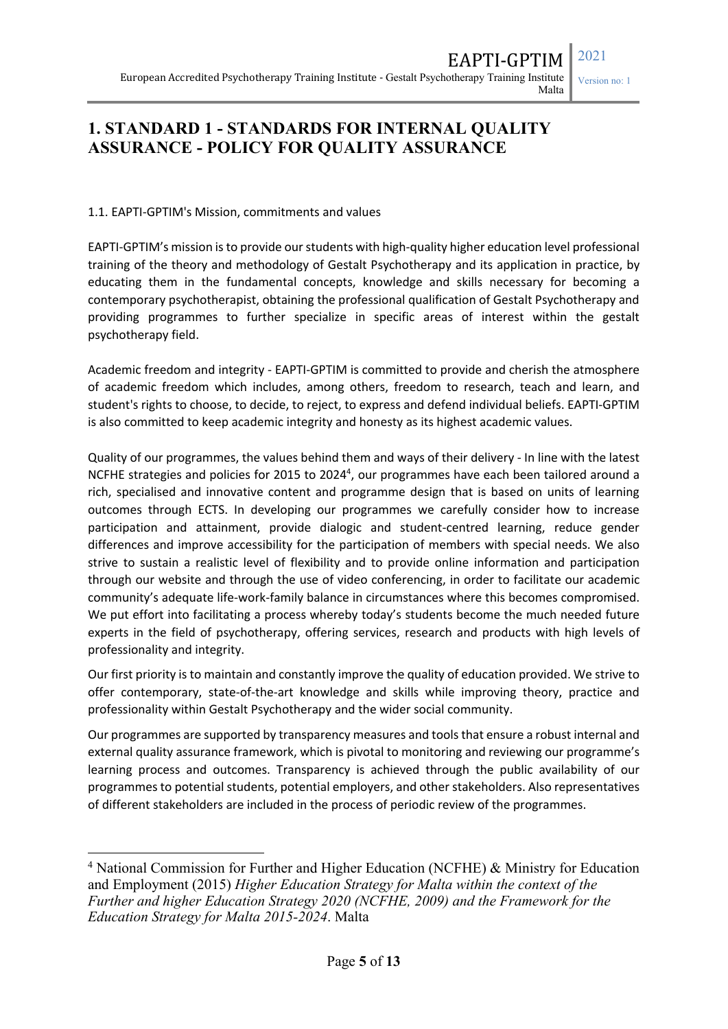# 1. STANDARD 1 - STANDARDS FOR INTERNAL QUALITY ASSURANCE - POLICY FOR QUALITY ASSURANCE

1.1. EAPTI-GPTIM's Mission, commitments and values

EAPTI-GPTIM's mission is to provide our students with high-quality higher education level professional training of the theory and methodology of Gestalt Psychotherapy and its application in practice, by educating them in the fundamental concepts, knowledge and skills necessary for becoming a contemporary psychotherapist, obtaining the professional qualification of Gestalt Psychotherapy and providing programmes to further specialize in specific areas of interest within the gestalt psychotherapy field.

Academic freedom and integrity - EAPTI-GPTIM is committed to provide and cherish the atmosphere of academic freedom which includes, among others, freedom to research, teach and learn, and student's rights to choose, to decide, to reject, to express and defend individual beliefs. EAPTI-GPTIM is also committed to keep academic integrity and honesty as its highest academic values.

Quality of our programmes, the values behind them and ways of their delivery - In line with the latest NCFHE strategies and policies for 2015 to 2024[4], our programmes have each been tailored around a rich, specialised and innovative content and programme design that is based on units of learning outcomes through ECTS. In developing our programmes we carefully consider how to increase participation and attainment, provide dialogic and student-centred learning, reduce gender differences and improve accessibility for the participation of members with special needs. We also strive to sustain a realistic level of flexibility and to provide online information and participation through our website and through the use of video conferencing, in order to facilitate our academic community's adequate life-work-family balance in circumstances where this becomes compromised. We put effort into facilitating a process whereby today's students become the much needed future experts in the field of psychotherapy, offering services, research and products with high levels of professionality and integrity.

Our first priority is to maintain and constantly improve the quality of education provided. We strive to offer contemporary, state-of-the-art knowledge and skills while improving theory, practice and professionality within Gestalt Psychotherapy and the wider social community.

Our programmes are supported by transparency measures and tools that ensure a robust internal and external quality assurance framework, which is pivotal to monitoring and reviewing our programme's learning process and outcomes. Transparency is achieved through the public availability of our programmes to potential students, potential employers, and other stakeholders. Also representatives of different stakeholders are included in the process of periodic review of the programmes.

---

[4] National Commission for Further and Higher Education (NCFHE) & Ministry for Education and Employment (2015) *Higher Education Strategy for Malta within the context of the Further and higher Education Strategy 2020 (NCFHE, 2009) and the Framework for the Education Strategy for Malta 2015-2024*. Malta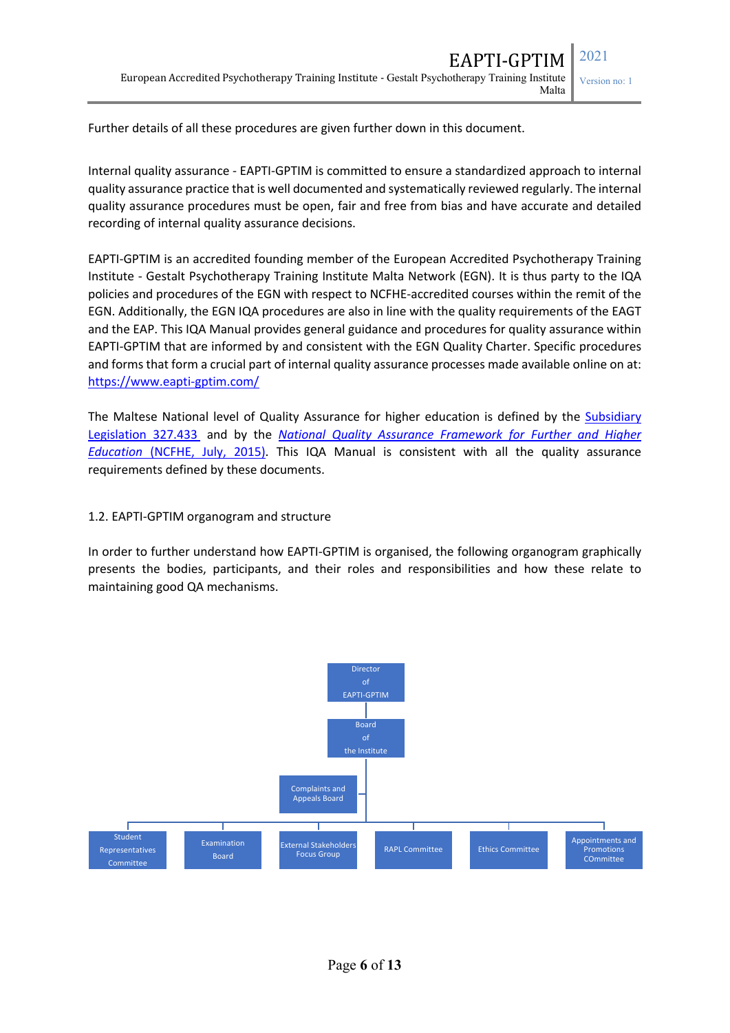Further details of all these procedures are given further down in this document.

Internal quality assurance - EAPTI-GPTIM is committed to ensure a standardized approach to internal quality assurance practice that is well documented and systematically reviewed regularly. The internal quality assurance procedures must be open, fair and free from bias and have accurate and detailed recording of internal quality assurance decisions.

EAPTI-GPTIM is an accredited founding member of the European Accredited Psychotherapy Training Institute - Gestalt Psychotherapy Training Institute Malta Network (EGN). It is thus party to the IQA policies and procedures of the EGN with respect to NCFHE-accredited courses within the remit of the EGN. Additionally, the EGN IQA procedures are also in line with the quality requirements of the EAGT and the EAP. This IQA Manual provides general guidance and procedures for quality assurance within EAPTI-GPTIM that are informed by and consistent with the EGN Quality Charter. Specific procedures and forms that form a crucial part of internal quality assurance processes made available online on at: [https://www.eapti-gptim.com/](https://www.eapti-gptim.com/)

The Maltese National level of Quality Assurance for higher education is defined by the [Subsidiary Legislation 327.433](#) and by the [*National Quality Assurance Framework for Further and Higher Education* (NCFHE, July, 2015)](#). This IQA Manual is consistent with all the quality assurance requirements defined by these documents.

## 1.2. EAPTI-GPTIM organogram and structure

In order to further understand how EAPTI-GPTIM is organised, the following organogram graphically presents the bodies, participants, and their roles and responsibilities and how these relate to maintaining good QA mechanisms.

- Director of EAPTI-GPTIM
  - Board of the Institute
    - Complaints and Appeals Board
    - Student Representatives Committee
    - Examination Board
    - External Stakeholders Focus Group
    - RAPL Committee
    - Ethics Committee
    - Appointments and Promotions COmmittee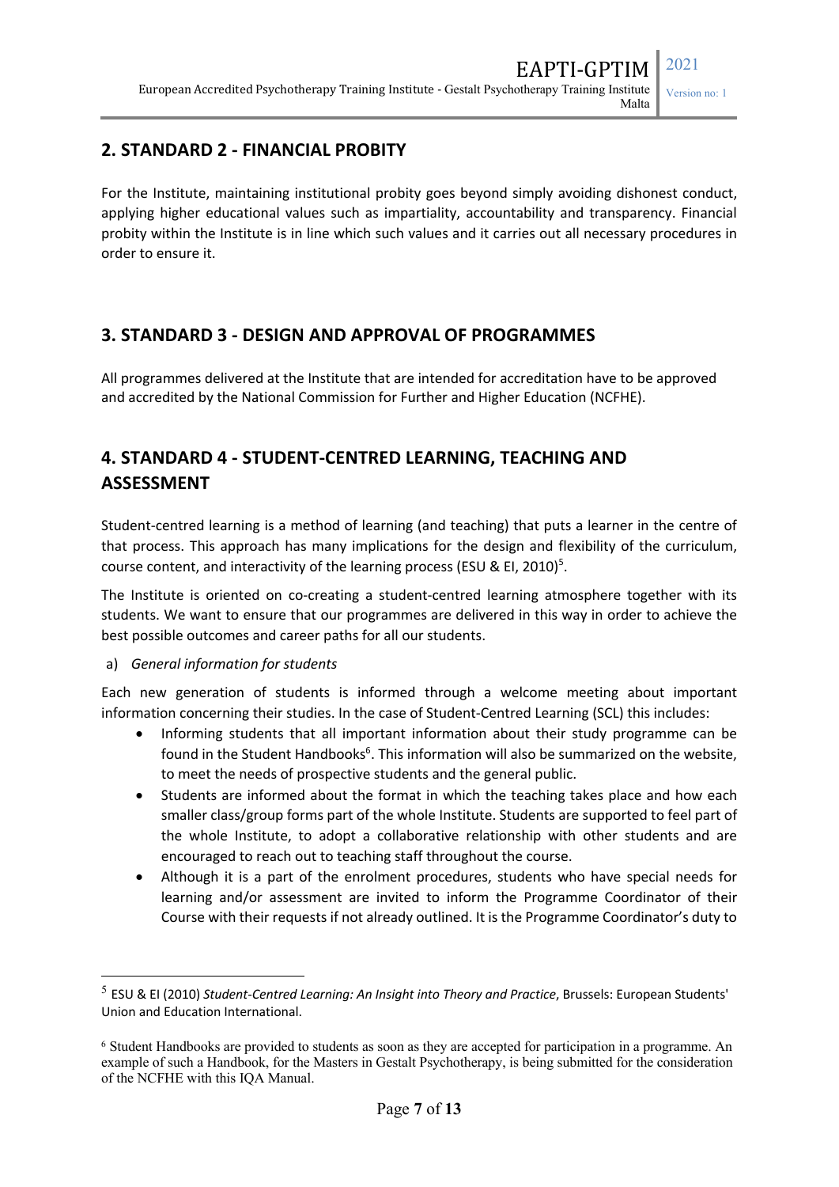## 2. STANDARD 2 - FINANCIAL PROBITY

For the Institute, maintaining institutional probity goes beyond simply avoiding dishonest conduct, applying higher educational values such as impartiality, accountability and transparency. Financial probity within the Institute is in line which such values and it carries out all necessary procedures in order to ensure it.

## 3. STANDARD 3 - DESIGN AND APPROVAL OF PROGRAMMES

All programmes delivered at the Institute that are intended for accreditation have to be approved and accredited by the National Commission for Further and Higher Education (NCFHE).

## 4. STANDARD 4 - STUDENT-CENTRED LEARNING, TEACHING AND ASSESSMENT

Student-centred learning is a method of learning (and teaching) that puts a learner in the centre of that process. This approach has many implications for the design and flexibility of the curriculum, course content, and interactivity of the learning process (ESU & EI, 2010)[5].

The Institute is oriented on co-creating a student-centred learning atmosphere together with its students. We want to ensure that our programmes are delivered in this way in order to achieve the best possible outcomes and career paths for all our students.

a) *General information for students*

Each new generation of students is informed through a welcome meeting about important information concerning their studies. In the case of Student-Centred Learning (SCL) this includes:

- Informing students that all important information about their study programme can be found in the Student Handbooks[6]. This information will also be summarized on the website, to meet the needs of prospective students and the general public.
- Students are informed about the format in which the teaching takes place and how each smaller class/group forms part of the whole Institute. Students are supported to feel part of the whole Institute, to adopt a collaborative relationship with other students and are encouraged to reach out to teaching staff throughout the course.
- Although it is a part of the enrolment procedures, students who have special needs for learning and/or assessment are invited to inform the Programme Coordinator of their Course with their requests if not already outlined. It is the Programme Coordinator's duty to

[5] ESU & EI (2010) *Student-Centred Learning: An Insight into Theory and Practice*, Brussels: European Students' Union and Education International.

[6] Student Handbooks are provided to students as soon as they are accepted for participation in a programme. An example of such a Handbook, for the Masters in Gestalt Psychotherapy, is being submitted for the consideration of the NCFHE with this IQA Manual.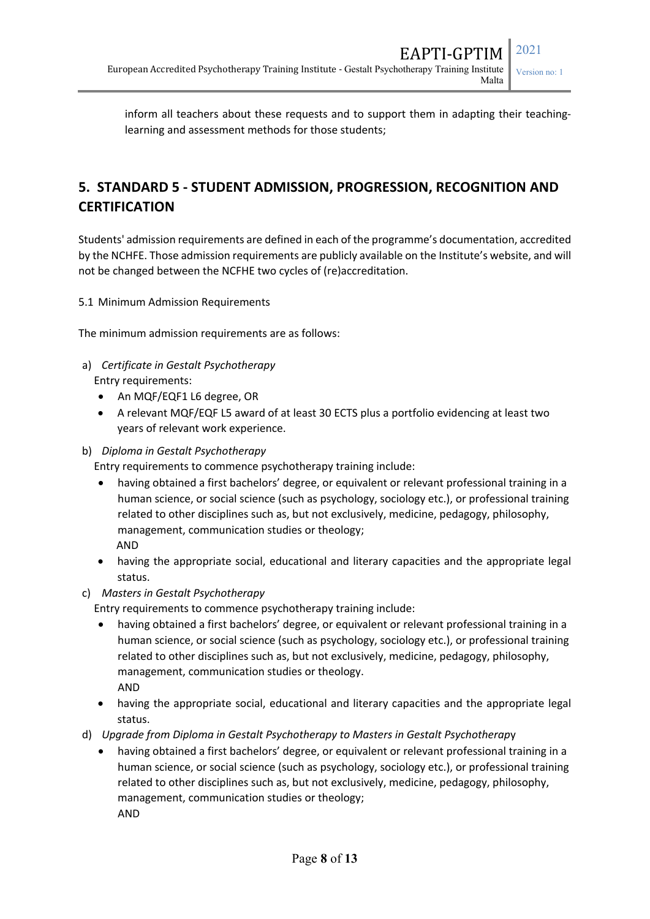inform all teachers about these requests and to support them in adapting their teaching-learning and assessment methods for those students;

## 5. STANDARD 5 - STUDENT ADMISSION, PROGRESSION, RECOGNITION AND CERTIFICATION

Students' admission requirements are defined in each of the programme's documentation, accredited by the NCHFE. Those admission requirements are publicly available on the Institute's website, and will not be changed between the NCFHE two cycles of (re)accreditation.

5.1 Minimum Admission Requirements

The minimum admission requirements are as follows:

a) *Certificate in Gestalt Psychotherapy*
   Entry requirements:
   - An MQF/EQF1 L6 degree, OR
   - A relevant MQF/EQF L5 award of at least 30 ECTS plus a portfolio evidencing at least two years of relevant work experience.

b) *Diploma in Gestalt Psychotherapy*
   Entry requirements to commence psychotherapy training include:
   - having obtained a first bachelors' degree, or equivalent or relevant professional training in a human science, or social science (such as psychology, sociology etc.), or professional training related to other disciplines such as, but not exclusively, medicine, pedagogy, philosophy, management, communication studies or theology;
     AND
   - having the appropriate social, educational and literary capacities and the appropriate legal status.

c) *Masters in Gestalt Psychotherapy*
   Entry requirements to commence psychotherapy training include:
   - having obtained a first bachelors' degree, or equivalent or relevant professional training in a human science, or social science (such as psychology, sociology etc.), or professional training related to other disciplines such as, but not exclusively, medicine, pedagogy, philosophy, management, communication studies or theology.
     AND
   - having the appropriate social, educational and literary capacities and the appropriate legal status.

d) *Upgrade from Diploma in Gestalt Psychotherapy to Masters in Gestalt Psychotherapy*
   - having obtained a first bachelors' degree, or equivalent or relevant professional training in a human science, or social science (such as psychology, sociology etc.), or professional training related to other disciplines such as, but not exclusively, medicine, pedagogy, philosophy, management, communication studies or theology;
     AND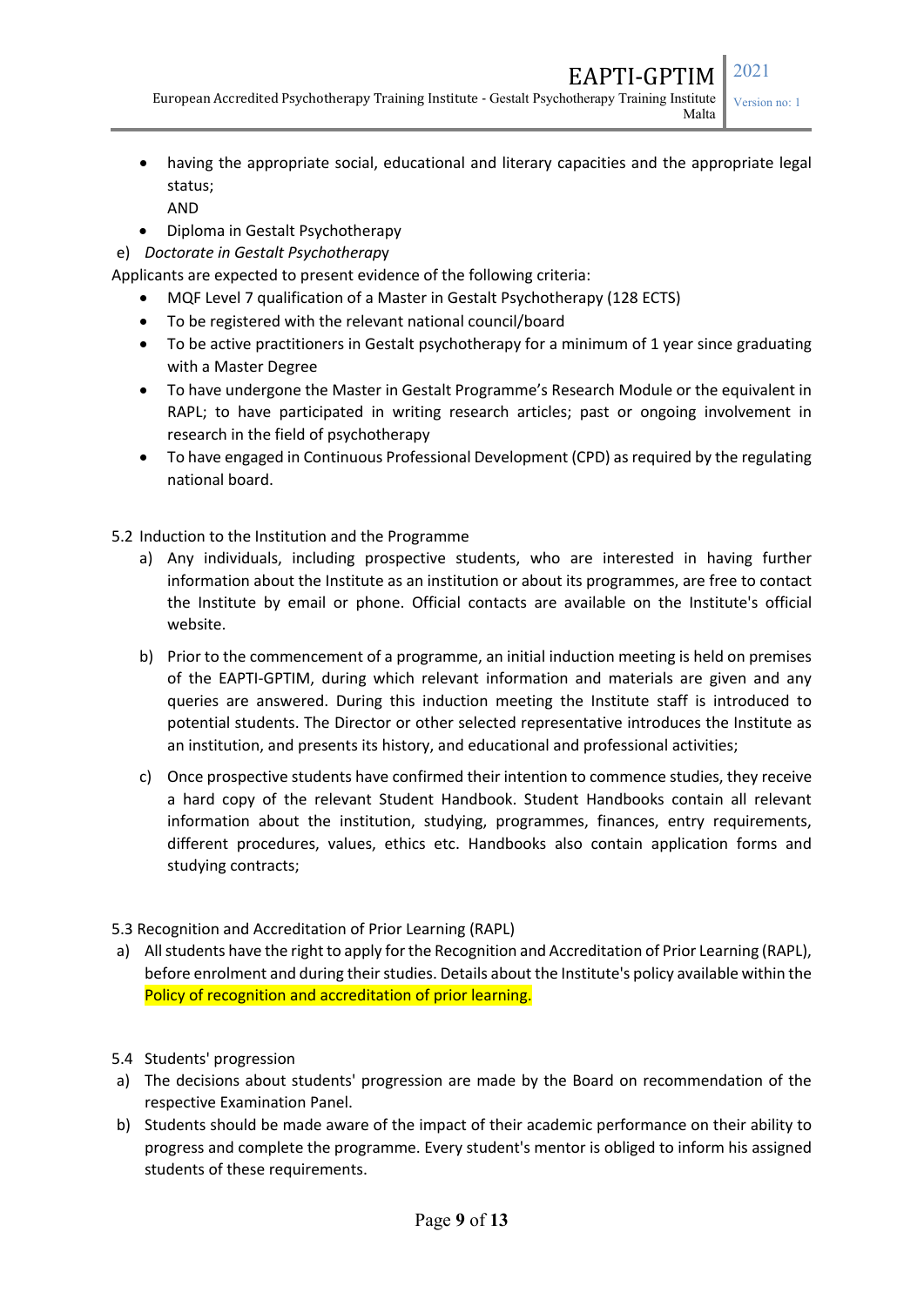- having the appropriate social, educational and literary capacities and the appropriate legal status;
  AND
- Diploma in Gestalt Psychotherapy

e) *Doctorate in Gestalt Psychotherapy*

Applicants are expected to present evidence of the following criteria:

- MQF Level 7 qualification of a Master in Gestalt Psychotherapy (128 ECTS)
- To be registered with the relevant national council/board
- To be active practitioners in Gestalt psychotherapy for a minimum of 1 year since graduating with a Master Degree
- To have undergone the Master in Gestalt Programme's Research Module or the equivalent in RAPL; to have participated in writing research articles; past or ongoing involvement in research in the field of psychotherapy
- To have engaged in Continuous Professional Development (CPD) as required by the regulating national board.

5.2 Induction to the Institution and the Programme

a) Any individuals, including prospective students, who are interested in having further information about the Institute as an institution or about its programmes, are free to contact the Institute by email or phone. Official contacts are available on the Institute's official website.

b) Prior to the commencement of a programme, an initial induction meeting is held on premises of the EAPTI-GPTIM, during which relevant information and materials are given and any queries are answered. During this induction meeting the Institute staff is introduced to potential students. The Director or other selected representative introduces the Institute as an institution, and presents its history, and educational and professional activities;

c) Once prospective students have confirmed their intention to commence studies, they receive a hard copy of the relevant Student Handbook. Student Handbooks contain all relevant information about the institution, studying, programmes, finances, entry requirements, different procedures, values, ethics etc. Handbooks also contain application forms and studying contracts;

5.3 Recognition and Accreditation of Prior Learning (RAPL)

a) All students have the right to apply for the Recognition and Accreditation of Prior Learning (RAPL), before enrolment and during their studies. Details about the Institute's policy available within the Policy of recognition and accreditation of prior learning.

5.4 Students' progression

a) The decisions about students' progression are made by the Board on recommendation of the respective Examination Panel.

b) Students should be made aware of the impact of their academic performance on their ability to progress and complete the programme. Every student's mentor is obliged to inform his assigned students of these requirements.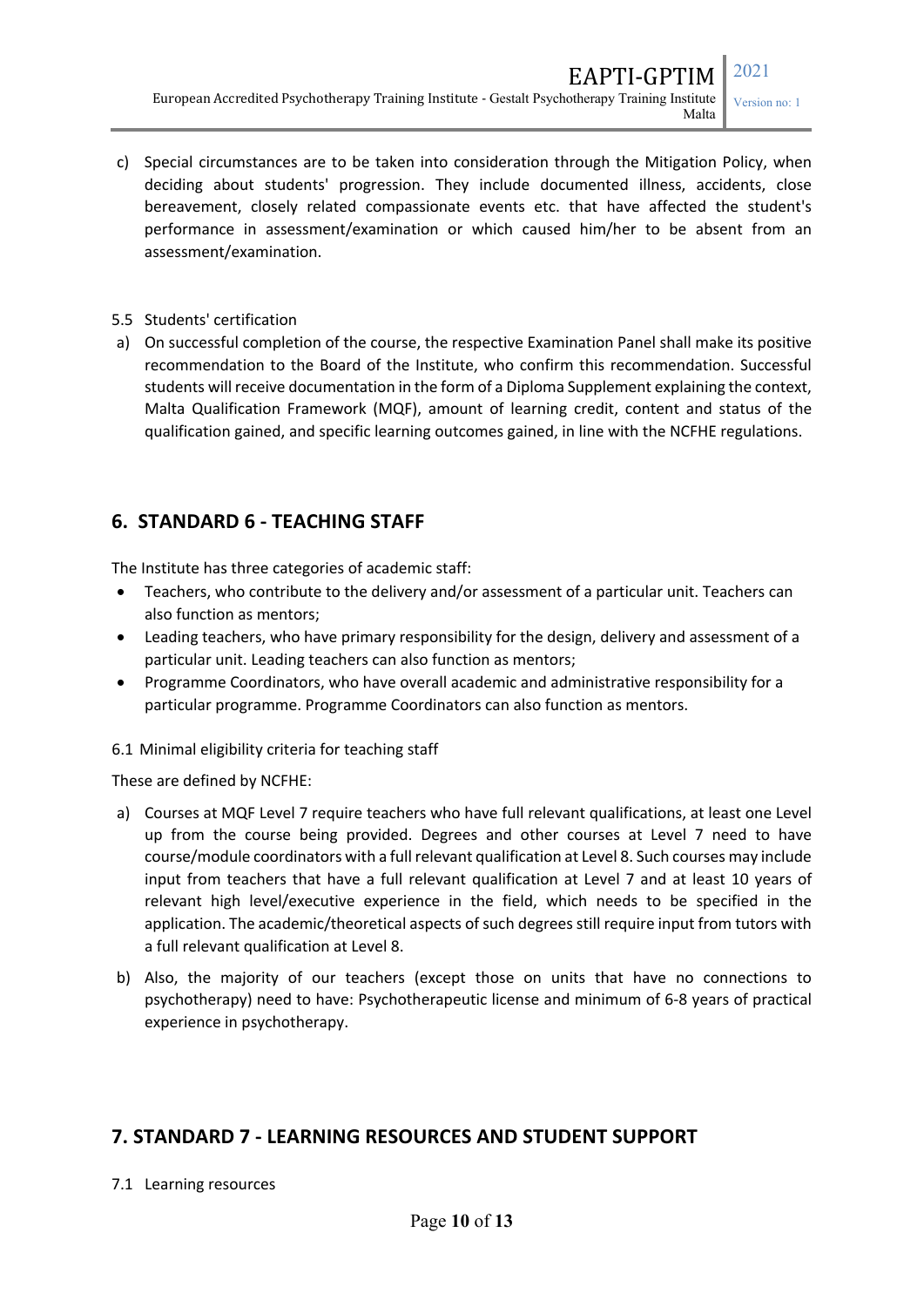c) Special circumstances are to be taken into consideration through the Mitigation Policy, when deciding about students' progression. They include documented illness, accidents, close bereavement, closely related compassionate events etc. that have affected the student's performance in assessment/examination or which caused him/her to be absent from an assessment/examination.

5.5 Students' certification

a) On successful completion of the course, the respective Examination Panel shall make its positive recommendation to the Board of the Institute, who confirm this recommendation. Successful students will receive documentation in the form of a Diploma Supplement explaining the context, Malta Qualification Framework (MQF), amount of learning credit, content and status of the qualification gained, and specific learning outcomes gained, in line with the NCFHE regulations.

## 6. STANDARD 6 - TEACHING STAFF

The Institute has three categories of academic staff:

- Teachers, who contribute to the delivery and/or assessment of a particular unit. Teachers can also function as mentors;
- Leading teachers, who have primary responsibility for the design, delivery and assessment of a particular unit. Leading teachers can also function as mentors;
- Programme Coordinators, who have overall academic and administrative responsibility for a particular programme. Programme Coordinators can also function as mentors.

6.1 Minimal eligibility criteria for teaching staff

These are defined by NCFHE:

a) Courses at MQF Level 7 require teachers who have full relevant qualifications, at least one Level up from the course being provided. Degrees and other courses at Level 7 need to have course/module coordinators with a full relevant qualification at Level 8. Such courses may include input from teachers that have a full relevant qualification at Level 7 and at least 10 years of relevant high level/executive experience in the field, which needs to be specified in the application. The academic/theoretical aspects of such degrees still require input from tutors with a full relevant qualification at Level 8.

b) Also, the majority of our teachers (except those on units that have no connections to psychotherapy) need to have: Psychotherapeutic license and minimum of 6-8 years of practical experience in psychotherapy.

## 7. STANDARD 7 - LEARNING RESOURCES AND STUDENT SUPPORT

7.1 Learning resources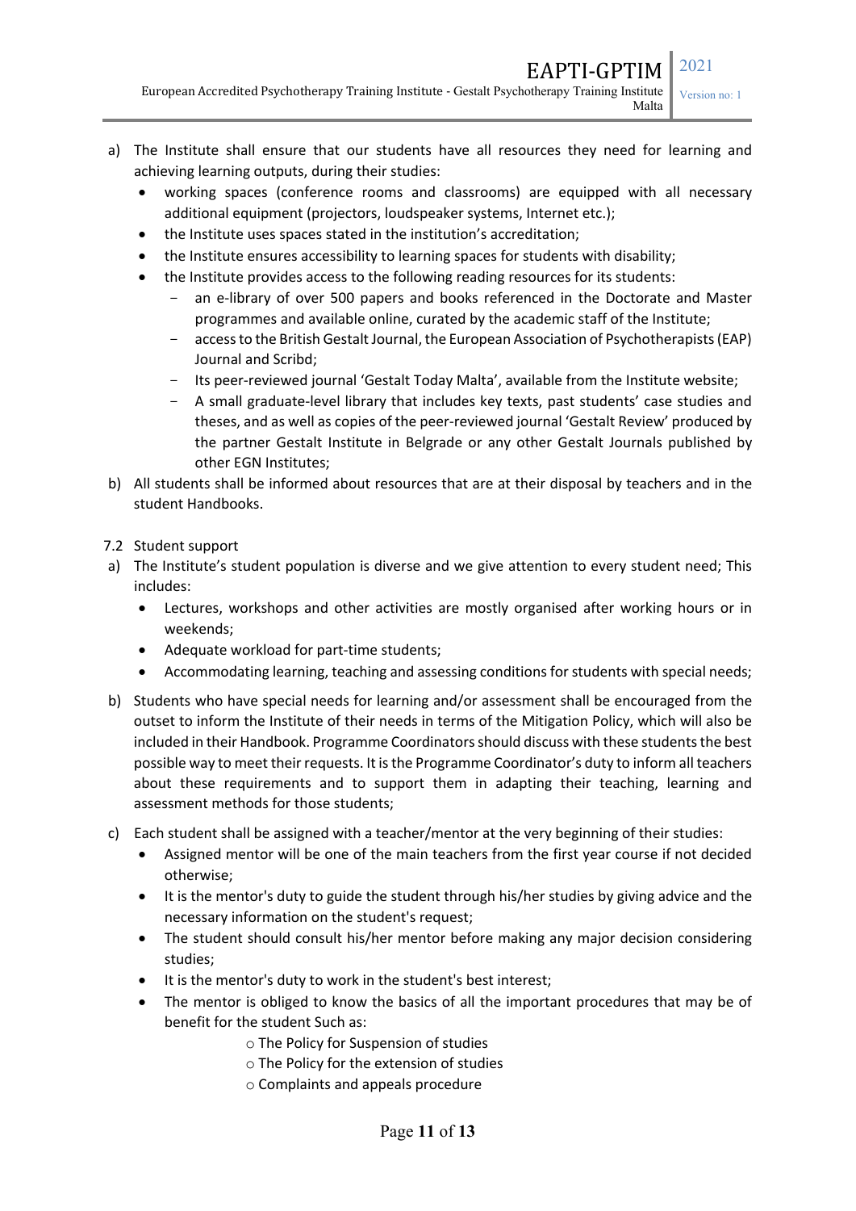a) The Institute shall ensure that our students have all resources they need for learning and achieving learning outputs, during their studies:
   - working spaces (conference rooms and classrooms) are equipped with all necessary additional equipment (projectors, loudspeaker systems, Internet etc.);
   - the Institute uses spaces stated in the institution's accreditation;
   - the Institute ensures accessibility to learning spaces for students with disability;
   - the Institute provides access to the following reading resources for its students:
     - an e-library of over 500 papers and books referenced in the Doctorate and Master programmes and available online, curated by the academic staff of the Institute;
     - access to the British Gestalt Journal, the European Association of Psychotherapists (EAP) Journal and Scribd;
     - Its peer-reviewed journal 'Gestalt Today Malta', available from the Institute website;
     - A small graduate-level library that includes key texts, past students' case studies and theses, and as well as copies of the peer-reviewed journal 'Gestalt Review' produced by the partner Gestalt Institute in Belgrade or any other Gestalt Journals published by other EGN Institutes;

b) All students shall be informed about resources that are at their disposal by teachers and in the student Handbooks.

7.2 Student support

a) The Institute's student population is diverse and we give attention to every student need; This includes:
   - Lectures, workshops and other activities are mostly organised after working hours or in weekends;
   - Adequate workload for part-time students;
   - Accommodating learning, teaching and assessing conditions for students with special needs;

b) Students who have special needs for learning and/or assessment shall be encouraged from the outset to inform the Institute of their needs in terms of the Mitigation Policy, which will also be included in their Handbook. Programme Coordinators should discuss with these students the best possible way to meet their requests. It is the Programme Coordinator's duty to inform all teachers about these requirements and to support them in adapting their teaching, learning and assessment methods for those students;

c) Each student shall be assigned with a teacher/mentor at the very beginning of their studies:
   - Assigned mentor will be one of the main teachers from the first year course if not decided otherwise;
   - It is the mentor's duty to guide the student through his/her studies by giving advice and the necessary information on the student's request;
   - The student should consult his/her mentor before making any major decision considering studies;
   - It is the mentor's duty to work in the student's best interest;
   - The mentor is obliged to know the basics of all the important procedures that may be of benefit for the student Such as:
     - The Policy for Suspension of studies
     - The Policy for the extension of studies
     - Complaints and appeals procedure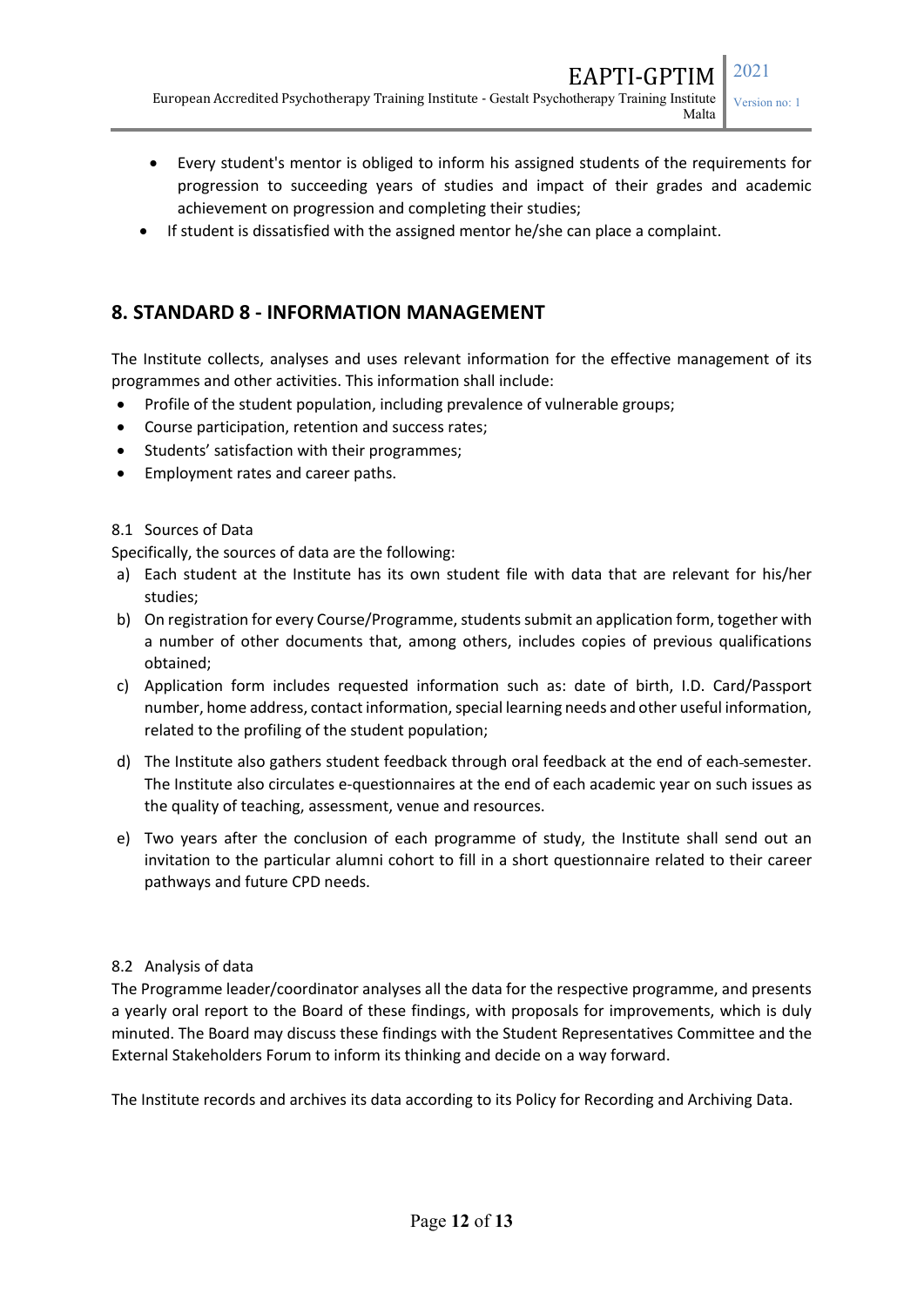- Every student's mentor is obliged to inform his assigned students of the requirements for progression to succeeding years of studies and impact of their grades and academic achievement on progression and completing their studies;
- If student is dissatisfied with the assigned mentor he/she can place a complaint.

## 8. STANDARD 8 - INFORMATION MANAGEMENT

The Institute collects, analyses and uses relevant information for the effective management of its programmes and other activities. This information shall include:

- Profile of the student population, including prevalence of vulnerable groups;
- Course participation, retention and success rates;
- Students' satisfaction with their programmes;
- Employment rates and career paths.

### 8.1 Sources of Data

Specifically, the sources of data are the following:

a) Each student at the Institute has its own student file with data that are relevant for his/her studies;

b) On registration for every Course/Programme, students submit an application form, together with a number of other documents that, among others, includes copies of previous qualifications obtained;

c) Application form includes requested information such as: date of birth, I.D. Card/Passport number, home address, contact information, special learning needs and other useful information, related to the profiling of the student population;

d) The Institute also gathers student feedback through oral feedback at the end of each semester. The Institute also circulates e-questionnaires at the end of each academic year on such issues as the quality of teaching, assessment, venue and resources.

e) Two years after the conclusion of each programme of study, the Institute shall send out an invitation to the particular alumni cohort to fill in a short questionnaire related to their career pathways and future CPD needs.

### 8.2 Analysis of data

The Programme leader/coordinator analyses all the data for the respective programme, and presents a yearly oral report to the Board of these findings, with proposals for improvements, which is duly minuted. The Board may discuss these findings with the Student Representatives Committee and the External Stakeholders Forum to inform its thinking and decide on a way forward.

The Institute records and archives its data according to its Policy for Recording and Archiving Data.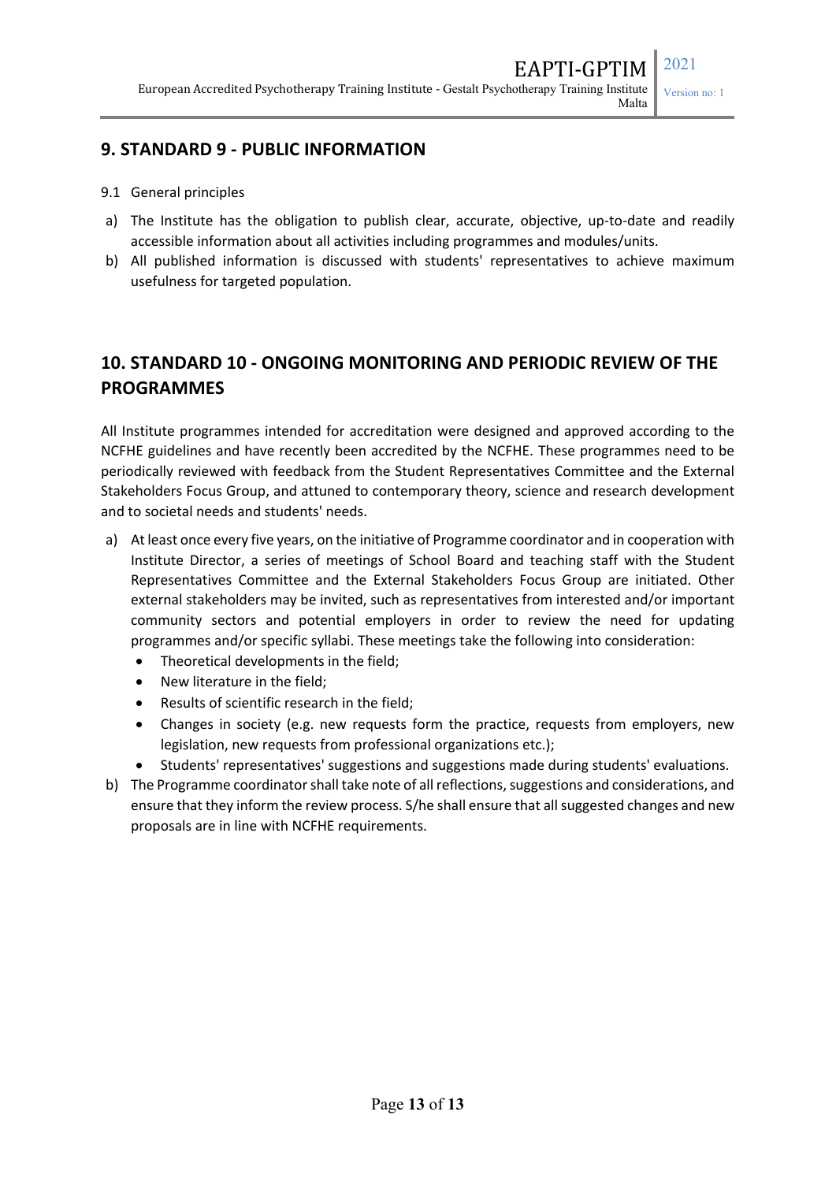## 9. STANDARD 9 - PUBLIC INFORMATION

9.1 General principles

a) The Institute has the obligation to publish clear, accurate, objective, up-to-date and readily accessible information about all activities including programmes and modules/units.
b) All published information is discussed with students' representatives to achieve maximum usefulness for targeted population.

## 10. STANDARD 10 - ONGOING MONITORING AND PERIODIC REVIEW OF THE PROGRAMMES

All Institute programmes intended for accreditation were designed and approved according to the NCFHE guidelines and have recently been accredited by the NCFHE. These programmes need to be periodically reviewed with feedback from the Student Representatives Committee and the External Stakeholders Focus Group, and attuned to contemporary theory, science and research development and to societal needs and students' needs.

a) At least once every five years, on the initiative of Programme coordinator and in cooperation with Institute Director, a series of meetings of School Board and teaching staff with the Student Representatives Committee and the External Stakeholders Focus Group are initiated. Other external stakeholders may be invited, such as representatives from interested and/or important community sectors and potential employers in order to review the need for updating programmes and/or specific syllabi. These meetings take the following into consideration:
   - Theoretical developments in the field;
   - New literature in the field;
   - Results of scientific research in the field;
   - Changes in society (e.g. new requests form the practice, requests from employers, new legislation, new requests from professional organizations etc.);
   - Students' representatives' suggestions and suggestions made during students' evaluations.
b) The Programme coordinator shall take note of all reflections, suggestions and considerations, and ensure that they inform the review process. S/he shall ensure that all suggested changes and new proposals are in line with NCFHE requirements.